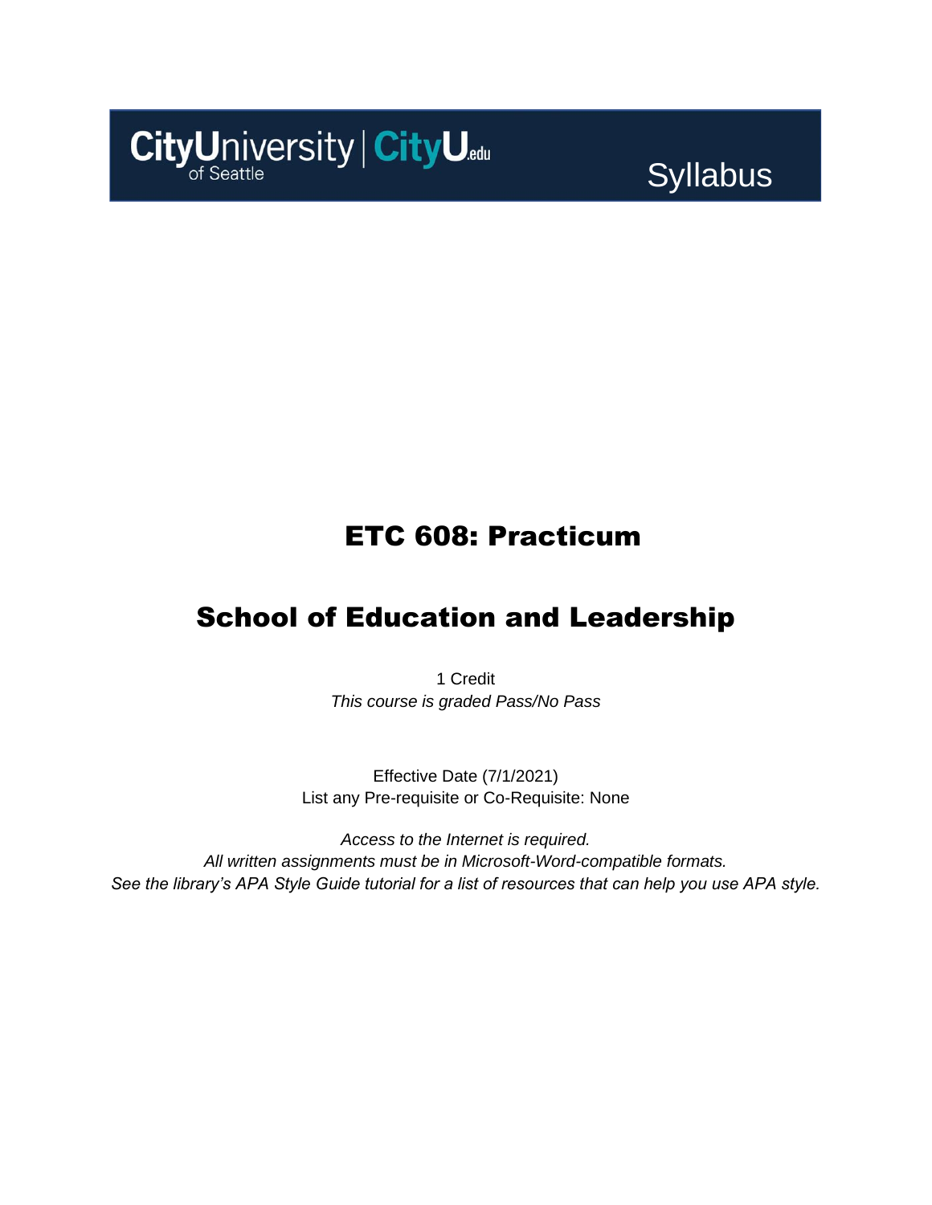CityUniversity of Seattle | CityU.edu

Syllabus

# ETC 608: Practicum

# School of Education and Leadership

1 Credit
*This course is graded Pass/No Pass*

Effective Date (7/1/2021)
List any Pre-requisite or Co-Requisite: None

*Access to the Internet is required.*
*All written assignments must be in Microsoft-Word-compatible formats.*
*See the library's APA Style Guide tutorial for a list of resources that can help you use APA style.*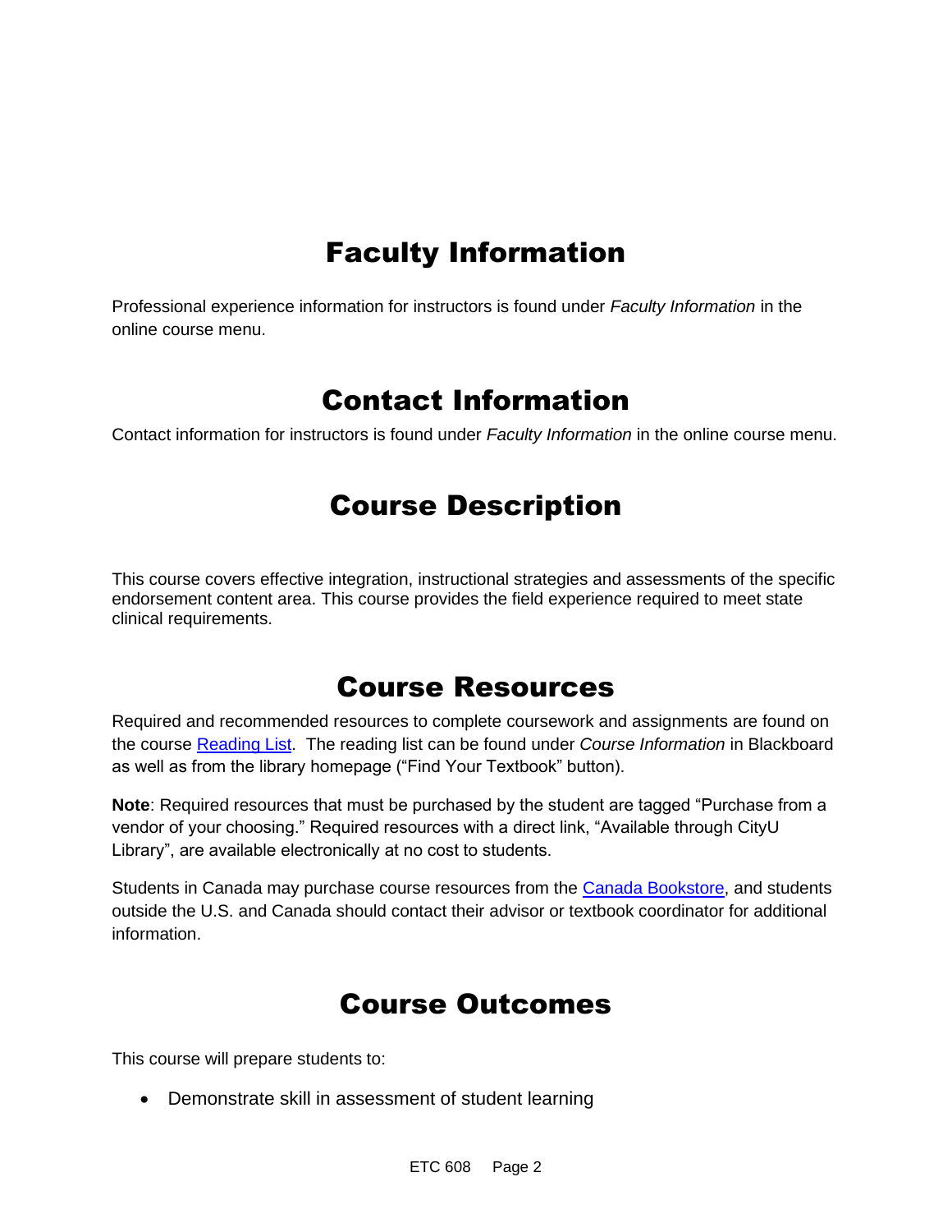# Faculty Information

Professional experience information for instructors is found under *Faculty Information* in the online course menu.

# Contact Information

Contact information for instructors is found under *Faculty Information* in the online course menu.

# Course Description

This course covers effective integration, instructional strategies and assessments of the specific endorsement content area. This course provides the field experience required to meet state clinical requirements.

# Course Resources

Required and recommended resources to complete coursework and assignments are found on the course Reading List. The reading list can be found under *Course Information* in Blackboard as well as from the library homepage ("Find Your Textbook" button).

**Note**: Required resources that must be purchased by the student are tagged "Purchase from a vendor of your choosing." Required resources with a direct link, "Available through CityU Library", are available electronically at no cost to students.

Students in Canada may purchase course resources from the Canada Bookstore, and students outside the U.S. and Canada should contact their advisor or textbook coordinator for additional information.

# Course Outcomes

This course will prepare students to:

- Demonstrate skill in assessment of student learning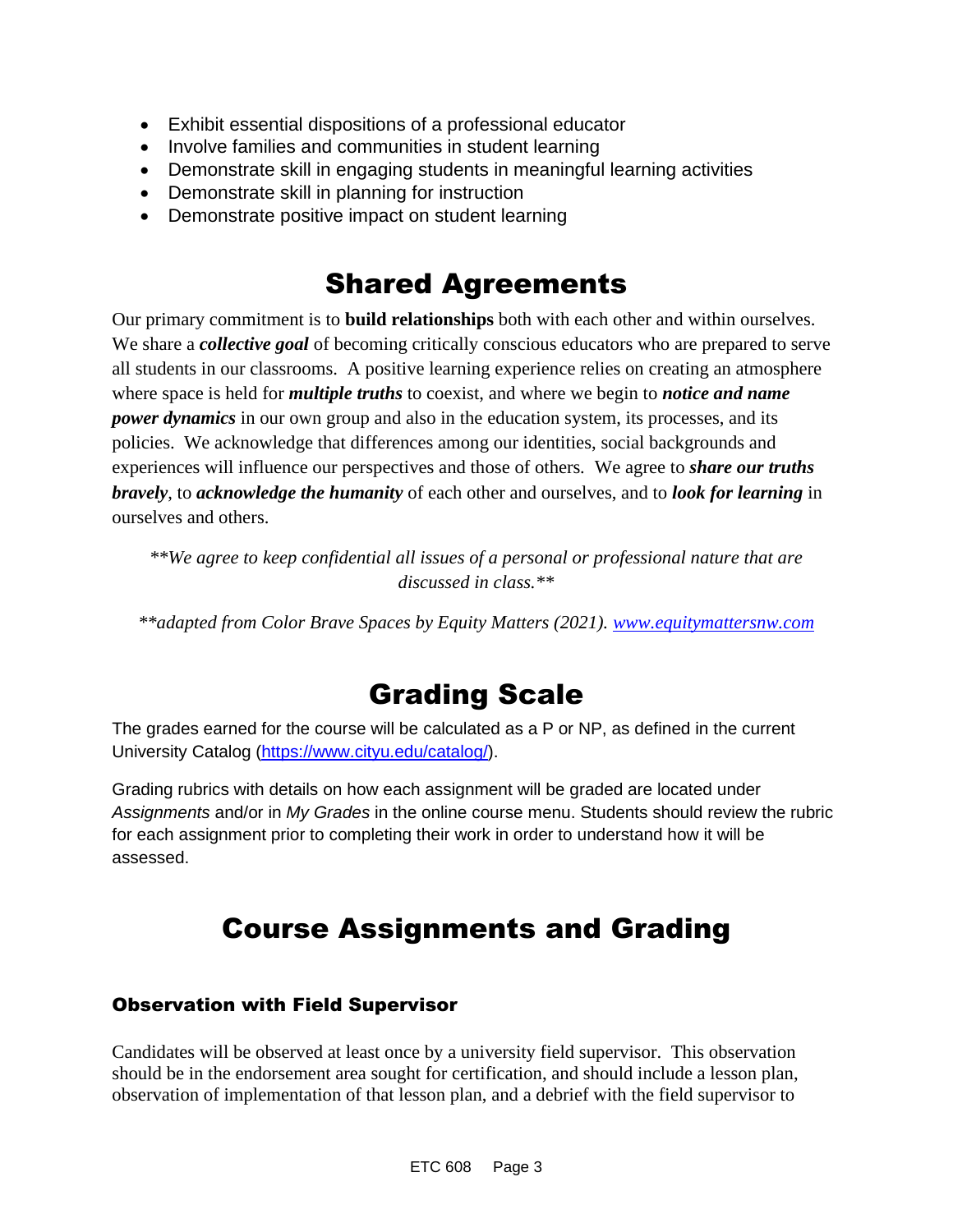- Exhibit essential dispositions of a professional educator
- Involve families and communities in student learning
- Demonstrate skill in engaging students in meaningful learning activities
- Demonstrate skill in planning for instruction
- Demonstrate positive impact on student learning

# Shared Agreements

Our primary commitment is to **build relationships** both with each other and within ourselves. We share a ***collective goal*** of becoming critically conscious educators who are prepared to serve all students in our classrooms. A positive learning experience relies on creating an atmosphere where space is held for ***multiple truths*** to coexist, and where we begin to ***notice and name power dynamics*** in our own group and also in the education system, its processes, and its policies. We acknowledge that differences among our identities, social backgrounds and experiences will influence our perspectives and those of others. We agree to ***share our truths bravely***, to ***acknowledge the humanity*** of each other and ourselves, and to ***look for learning*** in ourselves and others.

*\*\*We agree to keep confidential all issues of a personal or professional nature that are discussed in class.\*\**

*\*\*adapted from Color Brave Spaces by Equity Matters (2021). [www.equitymattersnw.com](http://www.equitymattersnw.com)*

# Grading Scale

The grades earned for the course will be calculated as a P or NP, as defined in the current University Catalog ([https://www.cityu.edu/catalog/](https://www.cityu.edu/catalog/)).

Grading rubrics with details on how each assignment will be graded are located under *Assignments* and/or in *My Grades* in the online course menu. Students should review the rubric for each assignment prior to completing their work in order to understand how it will be assessed.

# Course Assignments and Grading

### Observation with Field Supervisor

Candidates will be observed at least once by a university field supervisor. This observation should be in the endorsement area sought for certification, and should include a lesson plan, observation of implementation of that lesson plan, and a debrief with the field supervisor to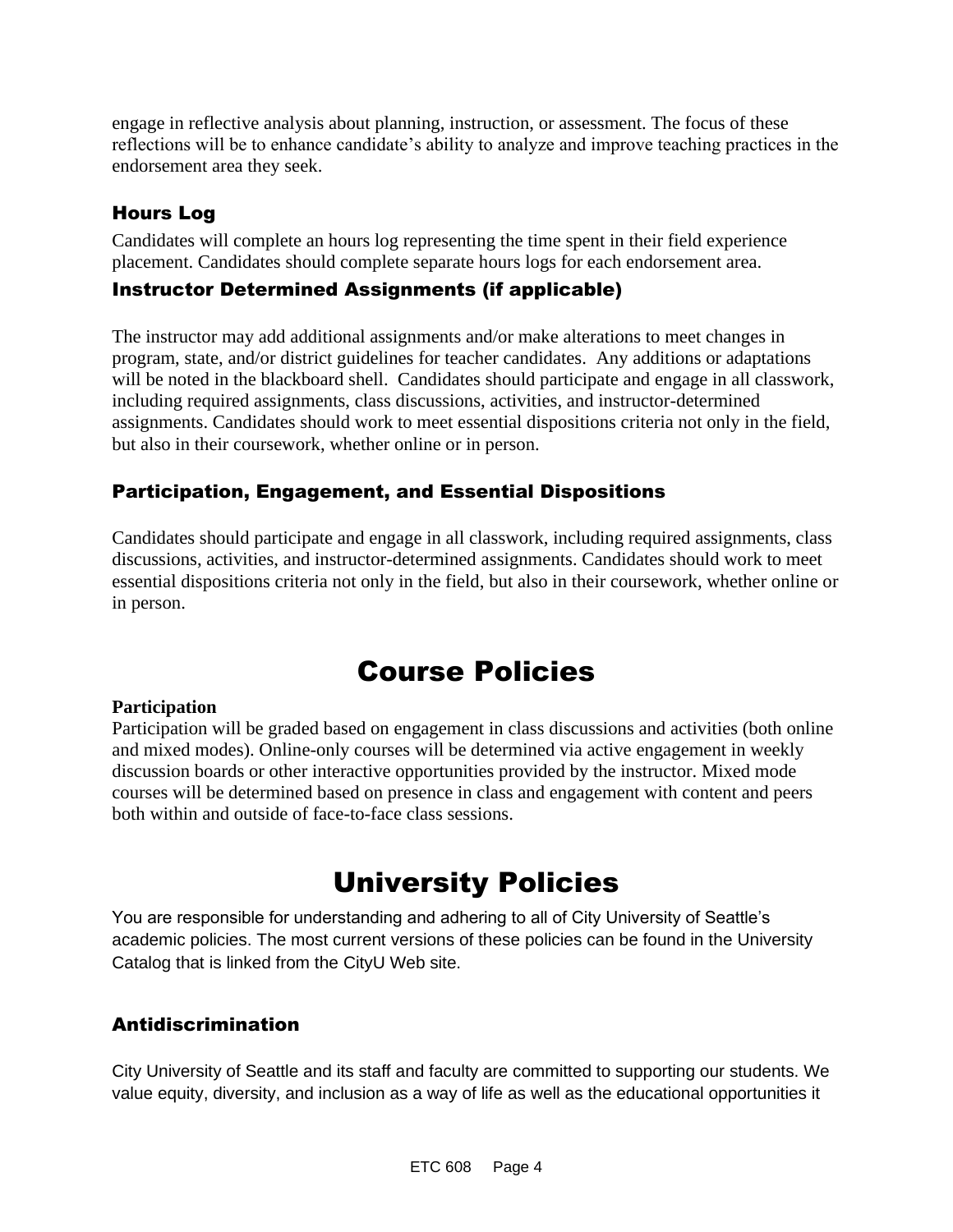engage in reflective analysis about planning, instruction, or assessment. The focus of these reflections will be to enhance candidate's ability to analyze and improve teaching practices in the endorsement area they seek.

### Hours Log

Candidates will complete an hours log representing the time spent in their field experience placement. Candidates should complete separate hours logs for each endorsement area.

### Instructor Determined Assignments (if applicable)

The instructor may add additional assignments and/or make alterations to meet changes in program, state, and/or district guidelines for teacher candidates. Any additions or adaptations will be noted in the blackboard shell. Candidates should participate and engage in all classwork, including required assignments, class discussions, activities, and instructor-determined assignments. Candidates should work to meet essential dispositions criteria not only in the field, but also in their coursework, whether online or in person.

### Participation, Engagement, and Essential Dispositions

Candidates should participate and engage in all classwork, including required assignments, class discussions, activities, and instructor-determined assignments. Candidates should work to meet essential dispositions criteria not only in the field, but also in their coursework, whether online or in person.

# Course Policies

**Participation**
Participation will be graded based on engagement in class discussions and activities (both online and mixed modes). Online-only courses will be determined via active engagement in weekly discussion boards or other interactive opportunities provided by the instructor. Mixed mode courses will be determined based on presence in class and engagement with content and peers both within and outside of face-to-face class sessions.

# University Policies

You are responsible for understanding and adhering to all of City University of Seattle's academic policies. The most current versions of these policies can be found in the University Catalog that is linked from the CityU Web site.

### Antidiscrimination

City University of Seattle and its staff and faculty are committed to supporting our students. We value equity, diversity, and inclusion as a way of life as well as the educational opportunities it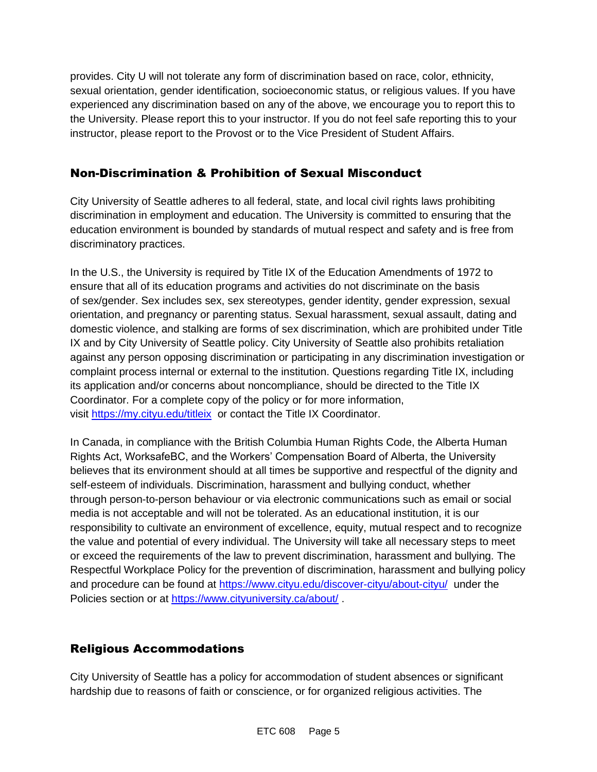provides. City U will not tolerate any form of discrimination based on race, color, ethnicity, sexual orientation, gender identification, socioeconomic status, or religious values. If you have experienced any discrimination based on any of the above, we encourage you to report this to the University. Please report this to your instructor. If you do not feel safe reporting this to your instructor, please report to the Provost or to the Vice President of Student Affairs.

## Non-Discrimination & Prohibition of Sexual Misconduct

City University of Seattle adheres to all federal, state, and local civil rights laws prohibiting discrimination in employment and education. The University is committed to ensuring that the education environment is bounded by standards of mutual respect and safety and is free from discriminatory practices.

In the U.S., the University is required by Title IX of the Education Amendments of 1972 to ensure that all of its education programs and activities do not discriminate on the basis of sex/gender. Sex includes sex, sex stereotypes, gender identity, gender expression, sexual orientation, and pregnancy or parenting status. Sexual harassment, sexual assault, dating and domestic violence, and stalking are forms of sex discrimination, which are prohibited under Title IX and by City University of Seattle policy. City University of Seattle also prohibits retaliation against any person opposing discrimination or participating in any discrimination investigation or complaint process internal or external to the institution. Questions regarding Title IX, including its application and/or concerns about noncompliance, should be directed to the Title IX Coordinator. For a complete copy of the policy or for more information, visit https://my.cityu.edu/titleix or contact the Title IX Coordinator.

In Canada, in compliance with the British Columbia Human Rights Code, the Alberta Human Rights Act, WorksafeBC, and the Workers' Compensation Board of Alberta, the University believes that its environment should at all times be supportive and respectful of the dignity and self-esteem of individuals. Discrimination, harassment and bullying conduct, whether through person-to-person behaviour or via electronic communications such as email or social media is not acceptable and will not be tolerated. As an educational institution, it is our responsibility to cultivate an environment of excellence, equity, mutual respect and to recognize the value and potential of every individual. The University will take all necessary steps to meet or exceed the requirements of the law to prevent discrimination, harassment and bullying. The Respectful Workplace Policy for the prevention of discrimination, harassment and bullying policy and procedure can be found at https://www.cityu.edu/discover-cityu/about-cityu/ under the Policies section or at https://www.cityuniversity.ca/about/ .

## Religious Accommodations

City University of Seattle has a policy for accommodation of student absences or significant hardship due to reasons of faith or conscience, or for organized religious activities. The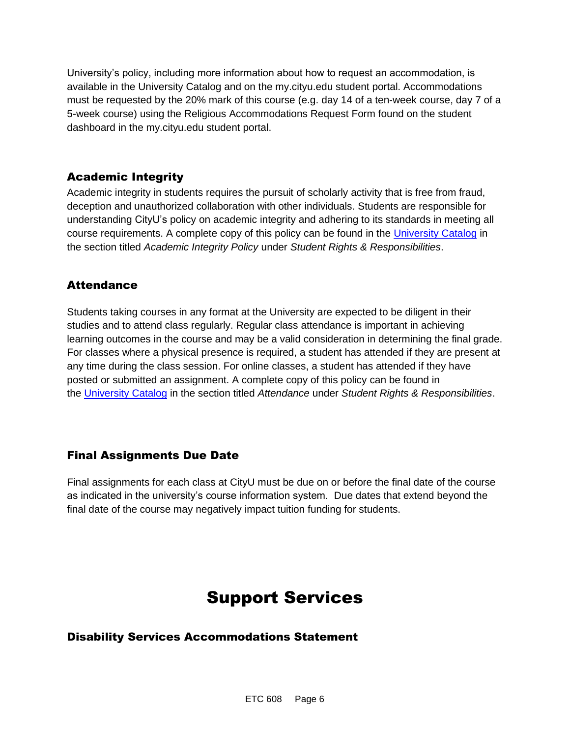University's policy, including more information about how to request an accommodation, is available in the University Catalog and on the my.cityu.edu student portal. Accommodations must be requested by the 20% mark of this course (e.g. day 14 of a ten-week course, day 7 of a 5-week course) using the Religious Accommodations Request Form found on the student dashboard in the my.cityu.edu student portal.

### Academic Integrity

Academic integrity in students requires the pursuit of scholarly activity that is free from fraud, deception and unauthorized collaboration with other individuals. Students are responsible for understanding CityU's policy on academic integrity and adhering to its standards in meeting all course requirements. A complete copy of this policy can be found in the University Catalog in the section titled *Academic Integrity Policy* under *Student Rights & Responsibilities*.

### Attendance

Students taking courses in any format at the University are expected to be diligent in their studies and to attend class regularly. Regular class attendance is important in achieving learning outcomes in the course and may be a valid consideration in determining the final grade. For classes where a physical presence is required, a student has attended if they are present at any time during the class session. For online classes, a student has attended if they have posted or submitted an assignment. A complete copy of this policy can be found in the University Catalog in the section titled *Attendance* under *Student Rights & Responsibilities*.

### Final Assignments Due Date

Final assignments for each class at CityU must be due on or before the final date of the course as indicated in the university's course information system. Due dates that extend beyond the final date of the course may negatively impact tuition funding for students.

## Support Services

### Disability Services Accommodations Statement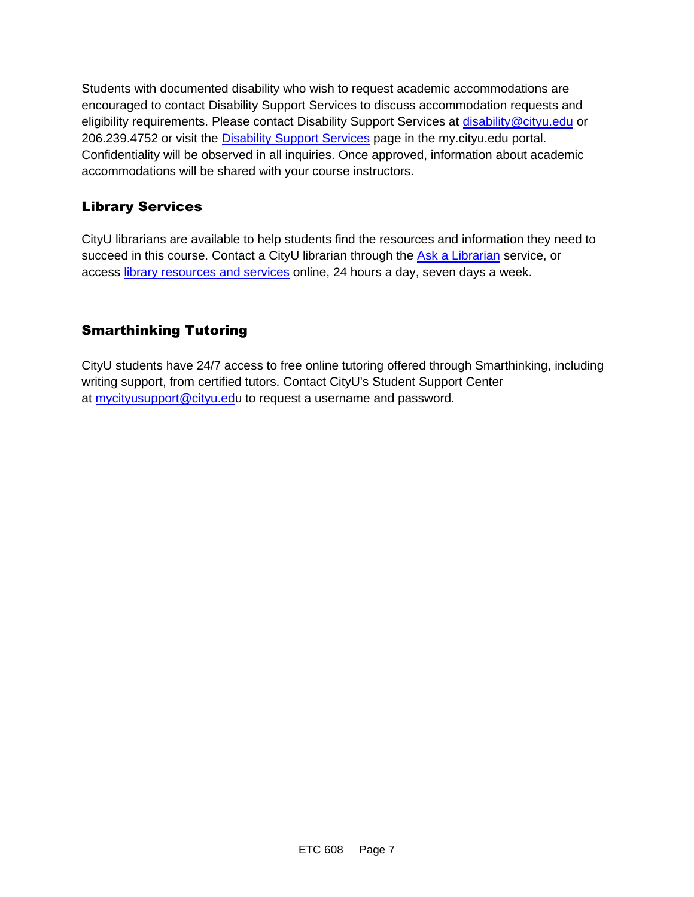Students with documented disability who wish to request academic accommodations are encouraged to contact Disability Support Services to discuss accommodation requests and eligibility requirements. Please contact Disability Support Services at disability@cityu.edu or 206.239.4752 or visit the Disability Support Services page in the my.cityu.edu portal. Confidentiality will be observed in all inquiries. Once approved, information about academic accommodations will be shared with your course instructors.

## Library Services

CityU librarians are available to help students find the resources and information they need to succeed in this course. Contact a CityU librarian through the Ask a Librarian service, or access library resources and services online, 24 hours a day, seven days a week.

## Smarthinking Tutoring

CityU students have 24/7 access to free online tutoring offered through Smarthinking, including writing support, from certified tutors. Contact CityU's Student Support Center at mycityusupport@cityu.edu to request a username and password.